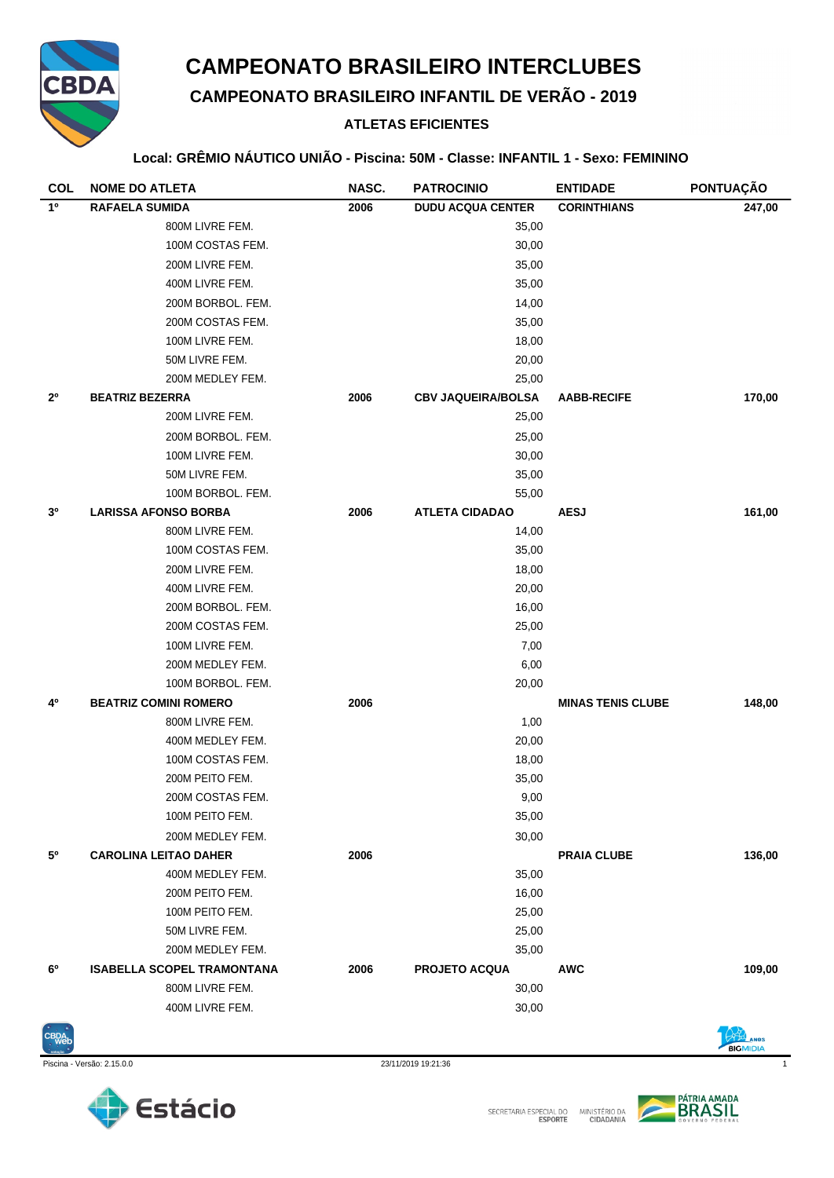# CAMPEONATO BRASILEIRO INTERCLUBES

## CAMPEONATO BRASILEIRO INFANTIL DE VERÃO - 2019

### ATLETAS EFICIENTES

**Local: GRÊMIO NÁUTICO UNIÃO - Piscina: 50M - Classe: INFANTIL 1 - Sexo: FEMININO**

| COL | NOME DO ATLETA | NASC. | PATROCINIO | ENTIDADE | PONTUAÇÃO |
|---|---|---|---|---|---|
| **1º** | **RAFAELA SUMIDA** | **2006** | **DUDU ACQUA CENTER** | **CORINTHIANS** | **247,00** |
| | 800M LIVRE FEM. | | 35,00 | | |
| | 100M COSTAS FEM. | | 30,00 | | |
| | 200M LIVRE FEM. | | 35,00 | | |
| | 400M LIVRE FEM. | | 35,00 | | |
| | 200M BORBOL. FEM. | | 14,00 | | |
| | 200M COSTAS FEM. | | 35,00 | | |
| | 100M LIVRE FEM. | | 18,00 | | |
| | 50M LIVRE FEM. | | 20,00 | | |
| | 200M MEDLEY FEM. | | 25,00 | | |
| **2º** | **BEATRIZ BEZERRA** | **2006** | **CBV JAQUEIRA/BOLSA** | **AABB-RECIFE** | **170,00** |
| | 200M LIVRE FEM. | | 25,00 | | |
| | 200M BORBOL. FEM. | | 25,00 | | |
| | 100M LIVRE FEM. | | 30,00 | | |
| | 50M LIVRE FEM. | | 35,00 | | |
| | 100M BORBOL. FEM. | | 55,00 | | |
| **3º** | **LARISSA AFONSO BORBA** | **2006** | **ATLETA CIDADAO** | **AESJ** | **161,00** |
| | 800M LIVRE FEM. | | 14,00 | | |
| | 100M COSTAS FEM. | | 35,00 | | |
| | 200M LIVRE FEM. | | 18,00 | | |
| | 400M LIVRE FEM. | | 20,00 | | |
| | 200M BORBOL. FEM. | | 16,00 | | |
| | 200M COSTAS FEM. | | 25,00 | | |
| | 100M LIVRE FEM. | | 7,00 | | |
| | 200M MEDLEY FEM. | | 6,00 | | |
| | 100M BORBOL. FEM. | | 20,00 | | |
| **4º** | **BEATRIZ COMINI ROMERO** | **2006** | | **MINAS TENIS CLUBE** | **148,00** |
| | 800M LIVRE FEM. | | 1,00 | | |
| | 400M MEDLEY FEM. | | 20,00 | | |
| | 100M COSTAS FEM. | | 18,00 | | |
| | 200M PEITO FEM. | | 35,00 | | |
| | 200M COSTAS FEM. | | 9,00 | | |
| | 100M PEITO FEM. | | 35,00 | | |
| | 200M MEDLEY FEM. | | 30,00 | | |
| **5º** | **CAROLINA LEITAO DAHER** | **2006** | | **PRAIA CLUBE** | **136,00** |
| | 400M MEDLEY FEM. | | 35,00 | | |
| | 200M PEITO FEM. | | 16,00 | | |
| | 100M PEITO FEM. | | 25,00 | | |
| | 50M LIVRE FEM. | | 25,00 | | |
| | 200M MEDLEY FEM. | | 35,00 | | |
| **6º** | **ISABELLA SCOPEL TRAMONTANA** | **2006** | **PROJETO ACQUA** | **AWC** | **109,00** |
| | 800M LIVRE FEM. | | 30,00 | | |
| | 400M LIVRE FEM. | | 30,00 | | |

Piscina - Versão: 2.15.0.0 23/11/2019 19:21:36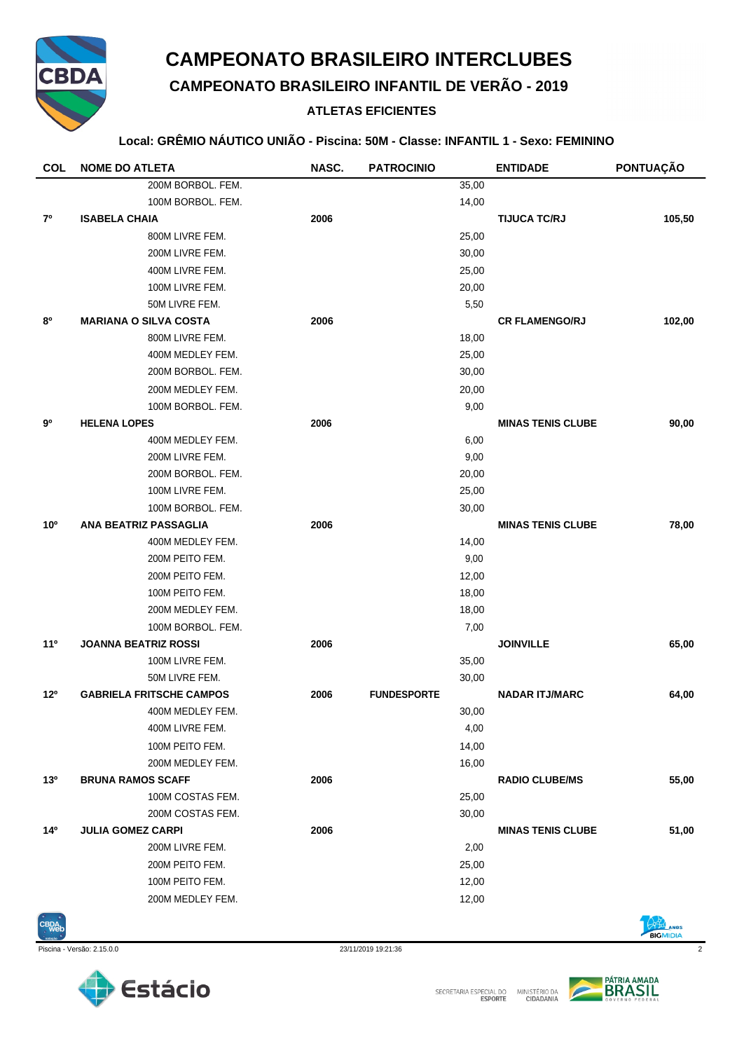# CAMPEONATO BRASILEIRO INTERCLUBES

## CAMPEONATO BRASILEIRO INFANTIL DE VERÃO - 2019

### ATLETAS EFICIENTES

**Local: GRÊMIO NÁUTICO UNIÃO - Piscina: 50M - Classe: INFANTIL 1 - Sexo: FEMININO**

| COL | NOME DO ATLETA | NASC. | PATROCINIO | | ENTIDADE | PONTUAÇÃO |
|---|---|---|---|---|---|---|
| | 200M BORBOL. FEM. | | | 35,00 | | |
| | 100M BORBOL. FEM. | | | 14,00 | | |
| **7º** | **ISABELA CHAIA** | **2006** | | | **TIJUCA TC/RJ** | **105,50** |
| | 800M LIVRE FEM. | | | 25,00 | | |
| | 200M LIVRE FEM. | | | 30,00 | | |
| | 400M LIVRE FEM. | | | 25,00 | | |
| | 100M LIVRE FEM. | | | 20,00 | | |
| | 50M LIVRE FEM. | | | 5,50 | | |
| **8º** | **MARIANA O SILVA COSTA** | **2006** | | | **CR FLAMENGO/RJ** | **102,00** |
| | 800M LIVRE FEM. | | | 18,00 | | |
| | 400M MEDLEY FEM. | | | 25,00 | | |
| | 200M BORBOL. FEM. | | | 30,00 | | |
| | 200M MEDLEY FEM. | | | 20,00 | | |
| | 100M BORBOL. FEM. | | | 9,00 | | |
| **9º** | **HELENA LOPES** | **2006** | | | **MINAS TENIS CLUBE** | **90,00** |
| | 400M MEDLEY FEM. | | | 6,00 | | |
| | 200M LIVRE FEM. | | | 9,00 | | |
| | 200M BORBOL. FEM. | | | 20,00 | | |
| | 100M LIVRE FEM. | | | 25,00 | | |
| | 100M BORBOL. FEM. | | | 30,00 | | |
| **10º** | **ANA BEATRIZ PASSAGLIA** | **2006** | | | **MINAS TENIS CLUBE** | **78,00** |
| | 400M MEDLEY FEM. | | | 14,00 | | |
| | 200M PEITO FEM. | | | 9,00 | | |
| | 200M PEITO FEM. | | | 12,00 | | |
| | 100M PEITO FEM. | | | 18,00 | | |
| | 200M MEDLEY FEM. | | | 18,00 | | |
| | 100M BORBOL. FEM. | | | 7,00 | | |
| **11º** | **JOANNA BEATRIZ ROSSI** | **2006** | | | **JOINVILLE** | **65,00** |
| | 100M LIVRE FEM. | | | 35,00 | | |
| | 50M LIVRE FEM. | | | 30,00 | | |
| **12º** | **GABRIELA FRITSCHE CAMPOS** | **2006** | **FUNDESPORTE** | | **NADAR ITJ/MARC** | **64,00** |
| | 400M MEDLEY FEM. | | | 30,00 | | |
| | 400M LIVRE FEM. | | | 4,00 | | |
| | 100M PEITO FEM. | | | 14,00 | | |
| | 200M MEDLEY FEM. | | | 16,00 | | |
| **13º** | **BRUNA RAMOS SCAFF** | **2006** | | | **RADIO CLUBE/MS** | **55,00** |
| | 100M COSTAS FEM. | | | 25,00 | | |
| | 200M COSTAS FEM. | | | 30,00 | | |
| **14º** | **JULIA GOMEZ CARPI** | **2006** | | | **MINAS TENIS CLUBE** | **51,00** |
| | 200M LIVRE FEM. | | | 2,00 | | |
| | 200M PEITO FEM. | | | 25,00 | | |
| | 100M PEITO FEM. | | | 12,00 | | |
| | 200M MEDLEY FEM. | | | 12,00 | | |

Piscina - Versão: 2.15.0.0 23/11/2019 19:21:36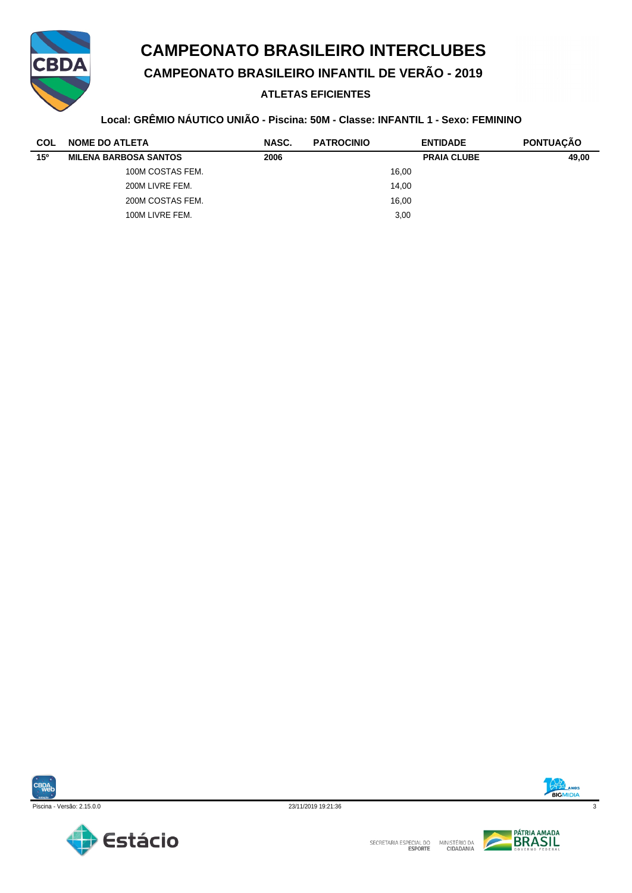# CAMPEONATO BRASILEIRO INTERCLUBES

## CAMPEONATO BRASILEIRO INFANTIL DE VERÃO - 2019

### ATLETAS EFICIENTES

**Local: GRÊMIO NÁUTICO UNIÃO - Piscina: 50M - Classe: INFANTIL 1 - Sexo: FEMININO**

| COL | NOME DO ATLETA | NASC. | PATROCINIO | ENTIDADE | PONTUAÇÃO |
|---|---|---|---|---|---|
| **15º** | **MILENA BARBOSA SANTOS** | **2006** | | **PRAIA CLUBE** | **49,00** |
| | 100M COSTAS FEM. | | 16,00 | | |
| | 200M LIVRE FEM. | | 14,00 | | |
| | 200M COSTAS FEM. | | 16,00 | | |
| | 100M LIVRE FEM. | | 3,00 | | |

Piscina - Versão: 2.15.0.0

23/11/2019 19:21:36